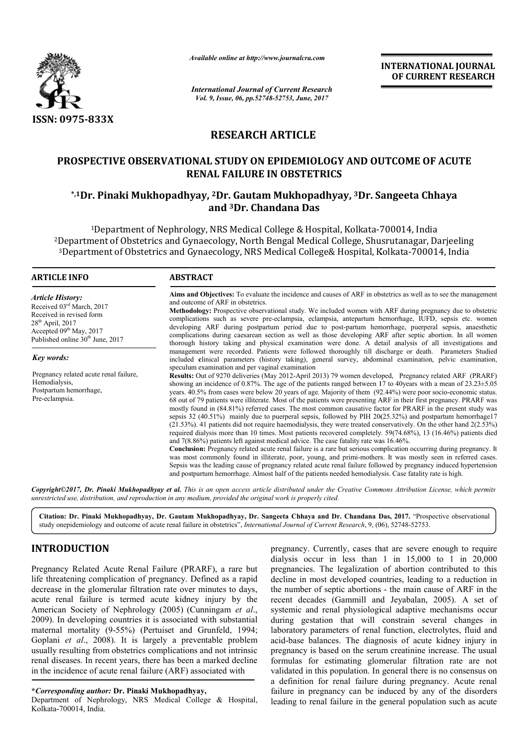ISSN: 0975-833X

*Available online at http://www.journalcra.com*

*International Journal of Current Research*
*Vol. 9, Issue, 06, pp.52748-52753, June, 2017*

**INTERNATIONAL JOURNAL OF CURRENT RESEARCH**

# RESEARCH ARTICLE

## PROSPECTIVE OBSERVATIONAL STUDY ON EPIDEMIOLOGY AND OUTCOME OF ACUTE RENAL FAILURE IN OBSTETRICS

**\*,[1]Dr. Pinaki Mukhopadhyay, [2]Dr. Gautam Mukhopadhyay, [3]Dr. Sangeeta Chhaya and [3]Dr. Chandana Das**

[1]Department of Nephrology, NRS Medical College & Hospital, Kolkata-700014, India
[2]Department of Obstetrics and Gynaecology, North Bengal Medical College, Shusrutanagar, Darjeeling
[3]Department of Obstetrics and Gynaecology, NRS Medical College& Hospital, Kolkata-700014, India

### ARTICLE INFO

*Article History:*
Received 03[rd] March, 2017
Received in revised form
28[th] April, 2017
Accepted 09[th] May, 2017
Published online 30[th] June, 2017

*Key words:*
Pregnancy related acute renal failure,
Hemodialysis,
Postpartum hemorrhage,
Pre-eclampsia.

### ABSTRACT

**Aims and Objectives:** To evaluate the incidence and causes of ARF in obstetrics as well as to see the management and outcome of ARF in obstetrics.

**Methodology:** Prospective observational study. We included women with ARF during pregnancy due to obstetric complications such as severe pre-eclampsia, eclampsia, antepartum hemorrhage, IUFD, sepsis etc. women developing ARF during postpartum period due to post-partum hemorrhage, puerperal sepsis, anaesthetic complications during caesarean section as well as those developing ARF after septic abortion. In all women thorough history taking and physical examination were done. A detail analysis of all investigations and management were recorded. Patients were followed thoroughly till discharge or death. Parameters Studied included **c**linical parameters (history taking), general survey, abdominal examination, pelvic examination, speculum examination and per vaginal examination

**Results:** Out of 9270 deliveries (May 2012-April 2013) 79 women developed, Pregnancy related ARF (PRARF) showing an incidence of 0.87%. The age of the patients ranged between 17 to 40years with a mean of 23.23±5.05 years. 40.5% from cases were below 20 years of age. Majority of them (92.44%) were poor socio-economic status. 68 out of 79 patients were illiterate. Most of the patients were presenting ARF in their first pregnancy. PRARF was mostly found in (84.81%) referred cases. The most common causative factor for PRARF in the present study was sepsis 32 (40.51%) mainly due to puerperal sepsis, followed by PIH 20(25.32%) and postpartum hemorrhage17 (21.53%). 41 patients did not require haemodialysis, they were treated conservatively. On the other hand 2(2.53%) required dialysis more than 10 times. Most patients recovered completely. 59(74.68%), 13 (16.46%) patients died and 7(8.86%) patients left against medical advice. The case fatality rate was 16.46%.

**Conclusion:** Pregnancy related acute renal failure is a rare but serious complication occurring during pregnancy. It was most commonly found in illiterate, poor, young, and primi-mothers. It was mostly seen in referred cases. Sepsis was the leading cause of pregnancy related acute renal failure followed by pregnancy induced hypertension and postpartum hemorrhage. Almost half of the patients needed hemodialysis. Case fatality rate is high.

*Copyright©2017, Dr. Pinaki Mukhopadhyay et al. This is an open access article distributed under the Creative Commons Attribution License, which permits unrestricted use, distribution, and reproduction in any medium, provided the original work is properly cited.*

**Citation: Dr. Pinaki Mukhopadhyay, Dr. Gautam Mukhopadhyay, Dr. Sangeeta Chhaya and Dr. Chandana Das, 2017.** "Prospective observational study onepidemiology and outcome of acute renal failure in obstetrics", *International Journal of Current Research*, 9, (06), 52748-52753.

## INTRODUCTION

Pregnancy Related Acute Renal Failure (PRARF), a rare but life threatening complication of pregnancy. Defined as a rapid decrease in the glomerular filtration rate over minutes to days, acute renal failure is termed acute kidney injury by the American Society of Nephrology (2005) (Cunningam *et al*., 2009). In developing countries it is associated with substantial maternal mortality (9-55%) (Pertuiset and Grunfeld, 1994; Goplani *et al*., 2008). It is largely a preventable problem usually resulting from obstetrics complications and not intrinsic renal diseases. In recent years, there has been a marked decline in the incidence of acute renal failure (ARF) associated with pregnancy. Currently, cases that are severe enough to require dialysis occur in less than 1 in 15,000 to 1 in 20,000 pregnancies. The legalization of abortion contributed to this decline in most developed countries, leading to a reduction in the number of septic abortions - the main cause of ARF in the recent decades (Gammill and Jeyabalan, 2005). A set of systemic and renal physiological adaptive mechanisms occur during gestation that will constrain several changes in laboratory parameters of renal function, electrolytes, fluid and acid-base balances. The diagnosis of acute kidney injury in pregnancy is based on the serum creatinine increase. The usual formulas for estimating glomerular filtration rate are not validated in this population. In general there is no consensus on a definition for renal failure during pregnancy. Acute renal failure in pregnancy can be induced by any of the disorders leading to renal failure in the general population such as acute

**\*Corresponding author:** **Dr. Pinaki Mukhopadhyay,**
Department of Nephrology, NRS Medical College & Hospital, Kolkata-700014, India.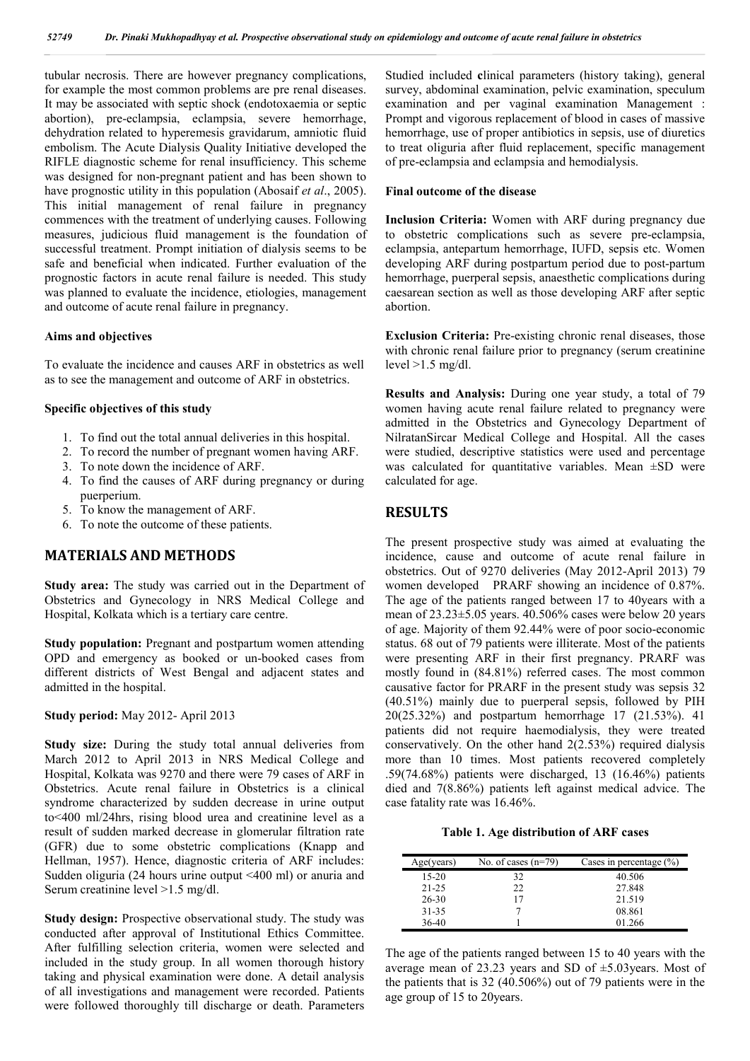tubular necrosis. There are however pregnancy complications, for example the most common problems are pre renal diseases. It may be associated with septic shock (endotoxaemia or septic abortion), pre-eclampsia, eclampsia, severe hemorrhage, dehydration related to hyperemesis gravidarum, amniotic fluid embolism. The Acute Dialysis Quality Initiative developed the RIFLE diagnostic scheme for renal insufficiency. This scheme was designed for non-pregnant patient and has been shown to have prognostic utility in this population (Abosaif *et al*., 2005). This initial management of renal failure in pregnancy commences with the treatment of underlying causes. Following measures, judicious fluid management is the foundation of successful treatment. Prompt initiation of dialysis seems to be safe and beneficial when indicated. Further evaluation of the prognostic factors in acute renal failure is needed. This study was planned to evaluate the incidence, etiologies, management and outcome of acute renal failure in pregnancy.

### Aims and objectives

To evaluate the incidence and causes ARF in obstetrics as well as to see the management and outcome of ARF in obstetrics.

### Specific objectives of this study

1. To find out the total annual deliveries in this hospital.
2. To record the number of pregnant women having ARF.
3. To note down the incidence of ARF.
4. To find the causes of ARF during pregnancy or during puerperium.
5. To know the management of ARF.
6. To note the outcome of these patients.

## MATERIALS AND METHODS

**Study area:** The study was carried out in the Department of Obstetrics and Gynecology in NRS Medical College and Hospital, Kolkata which is a tertiary care centre.

**Study population:** Pregnant and postpartum women attending OPD and emergency as booked or un-booked cases from different districts of West Bengal and adjacent states and admitted in the hospital.

**Study period:** May 2012- April 2013

**Study size:** During the study total annual deliveries from March 2012 to April 2013 in NRS Medical College and Hospital, Kolkata was 9270 and there were 79 cases of ARF in Obstetrics. Acute renal failure in Obstetrics is a clinical syndrome characterized by sudden decrease in urine output to<400 ml/24hrs, rising blood urea and creatinine level as a result of sudden marked decrease in glomerular filtration rate (GFR) due to some obstetric complications (Knapp and Hellman, 1957). Hence, diagnostic criteria of ARF includes: Sudden oliguria (24 hours urine output <400 ml) or anuria and Serum creatinine level >1.5 mg/dl.

**Study design:** Prospective observational study. The study was conducted after approval of Institutional Ethics Committee. After fulfilling selection criteria, women were selected and included in the study group. In all women thorough history taking and physical examination were done. A detail analysis of all investigations and management were recorded. Patients were followed thoroughly till discharge or death. Parameters Studied included **c**linical parameters (history taking), general survey, abdominal examination, pelvic examination, speculum examination and per vaginal examination Management : Prompt and vigorous replacement of blood in cases of massive hemorrhage, use of proper antibiotics in sepsis, use of diuretics to treat oliguria after fluid replacement, specific management of pre-eclampsia and eclampsia and hemodialysis.

### Final outcome of the disease

**Inclusion Criteria:** Women with ARF during pregnancy due to obstetric complications such as severe pre-eclampsia, eclampsia, antepartum hemorrhage, IUFD, sepsis etc. Women developing ARF during postpartum period due to post-partum hemorrhage, puerperal sepsis, anaesthetic complications during caesarean section as well as those developing ARF after septic abortion.

**Exclusion Criteria:** Pre-existing chronic renal diseases, those with chronic renal failure prior to pregnancy (serum creatinine level >1.5 mg/dl.

**Results and Analysis:** During one year study, a total of 79 women having acute renal failure related to pregnancy were admitted in the Obstetrics and Gynecology Department of NilratanSircar Medical College and Hospital. All the cases were studied, descriptive statistics were used and percentage was calculated for quantitative variables. Mean ±SD were calculated for age.

## RESULTS

The present prospective study was aimed at evaluating the incidence, cause and outcome of acute renal failure in obstetrics. Out of 9270 deliveries (May 2012-April 2013) 79 women developed PRARF showing an incidence of 0.87%. The age of the patients ranged between 17 to 40years with a mean of 23.23±5.05 years. 40.506% cases were below 20 years of age. Majority of them 92.44% were of poor socio-economic status. 68 out of 79 patients were illiterate. Most of the patients were presenting ARF in their first pregnancy. PRARF was mostly found in (84.81%) referred cases. The most common causative factor for PRARF in the present study was sepsis 32 (40.51%) mainly due to puerperal sepsis, followed by PIH 20(25.32%) and postpartum hemorrhage 17 (21.53%). 41 patients did not require haemodialysis, they were treated conservatively. On the other hand 2(2.53%) required dialysis more than 10 times. Most patients recovered completely .59(74.68%) patients were discharged, 13 (16.46%) patients died and 7(8.86%) patients left against medical advice. The case fatality rate was 16.46%.

**Table 1. Age distribution of ARF cases**

| Age(years) | No. of cases (n=79) | Cases in percentage (%) |
|---|---|---|
| 15-20 | 32 | 40.506 |
| 21-25 | 22 | 27.848 |
| 26-30 | 17 | 21.519 |
| 31-35 | 7 | 08.861 |
| 36-40 | 1 | 01.266 |

The age of the patients ranged between 15 to 40 years with the average mean of 23.23 years and SD of ±5.03years. Most of the patients that is 32 (40.506%) out of 79 patients were in the age group of 15 to 20years.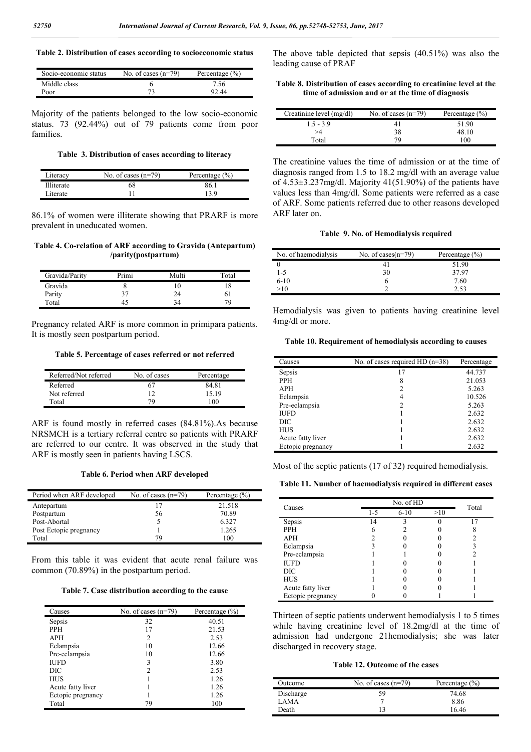**Table 2. Distribution of cases according to socioeconomic status**

| Socio-economic status | No. of cases (n=79) | Percentage (%) |
|---|---|---|
| Middle class | 6 | 7.56 |
| Poor | 73 | 92.44 |

Majority of the patients belonged to the low socio-economic status. 73 (92.44%) out of 79 patients come from poor families.

**Table 3. Distribution of cases according to literacy**

| Literacy | No. of cases (n=79) | Percentage (%) |
|---|---|---|
| Illiterate | 68 | 86.1 |
| Literate | 11 | 13.9 |

86.1% of women were illiterate showing that PRARF is more prevalent in uneducated women.

**Table 4. Co-relation of ARF according to Gravida (Antepartum) /parity(postpartum)**

| Gravida/Parity | Primi | Multi | Total |
|---|---|---|---|
| Gravida | 8 | 10 | 18 |
| Parity | 37 | 24 | 61 |
| Total | 45 | 34 | 79 |

Pregnancy related ARF is more common in primipara patients. It is mostly seen postpartum period.

**Table 5. Percentage of cases referred or not referred**

| Referred/Not referred | No. of cases | Percentage |
|---|---|---|
| Referred | 67 | 84.81 |
| Not referred | 12 | 15.19 |
| Total | 79 | 100 |

ARF is found mostly in referred cases (84.81%).As because NRSMCH is a tertiary referral centre so patients with PRARF are referred to our centre. It was observed in the study that ARF is mostly seen in patients having LSCS.

**Table 6. Period when ARF developed**

| Period when ARF developed | No. of cases (n=79) | Percentage (%) |
|---|---|---|
| Antepartum | 17 | 21.518 |
| Postpartum | 56 | 70.89 |
| Post-Abortal | 5 | 6.327 |
| Post Ectopic pregnancy | 1 | 1.265 |
| Total | 79 | 100 |

From this table it was evident that acute renal failure was common (70.89%) in the postpartum period.

**Table 7. Case distribution according to the cause**

| Causes | No. of cases (n=79) | Percentage (%) |
|---|---|---|
| Sepsis | 32 | 40.51 |
| PPH | 17 | 21.53 |
| APH | 2 | 2.53 |
| Eclampsia | 10 | 12.66 |
| Pre-eclampsia | 10 | 12.66 |
| IUFD | 3 | 3.80 |
| DIC | 2 | 2.53 |
| HUS | 1 | 1.26 |
| Acute fatty liver | 1 | 1.26 |
| Ectopic pregnancy | 1 | 1.26 |
| Total | 79 | 100 |

The above table depicted that sepsis (40.51%) was also the leading cause of PRAF

**Table 8. Distribution of cases according to creatinine level at the time of admission and or at the time of diagnosis**

| Creatinine level (mg/dl) | No. of cases (n=79) | Percentage (%) |
|---|---|---|
| 1.5 - 3.9 | 41 | 51.90 |
| >4 | 38 | 48.10 |
| Total | 79 | 100 |

The creatinine values the time of admission or at the time of diagnosis ranged from 1.5 to 18.2 mg/dl with an average value of 4.53±3.227mg/dl. Majority 41(51.90%) of the patients have values less than 4mg/dl. Some patients were referred as a case of ARF. Some patients referred due to other reasons developed ARF later on.

**Table 9. No. of Hemodialysis required**

| No. of haemodialysis | No. of cases(n=79) | Percentage (%) |
|---|---|---|
| 0 | 41 | 51.90 |
| 1-5 | 30 | 37.97 |
| 6-10 | 6 | 7.60 |
| >10 | 2 | 2.53 |

Hemodialysis was given to patients having creatinine level 4mg/dl or more.

**Table 10. Requirement of hemodialysis according to causes**

| Causes | No. of cases required HD (n=38) | Percentage |
|---|---|---|
| Sepsis | 17 | 44.737 |
| PPH | 8 | 21.053 |
| APH | 2 | 5.263 |
| Eclampsia | 4 | 10.526 |
| Pre-eclampsia | 2 | 5.263 |
| IUFD | 1 | 2.632 |
| DIC | 1 | 2.632 |
| HUS | 1 | 2.632 |
| Acute fatty liver | 1 | 2.632 |
| Ectopic pregnancy | 1 | 2.632 |

Most of the septic patients (17 of 32) required hemodialysis.

**Table 11. Number of haemodialysis required in different cases**

| Causes | No. of HD | | | Total |
|---|---|---|---|---|
| | 1-5 | 6-10 | >10 | |
| Sepsis | 14 | 3 | 0 | 17 |
| PPH | 6 | 2 | 0 | 8 |
| APH | 2 | 0 | 0 | 2 |
| Eclampsia | 3 | 0 | 0 | 3 |
| Pre-eclampsia | 1 | 1 | 0 | 2 |
| IUFD | 1 | 0 | 0 | 1 |
| DIC | 1 | 0 | 0 | 1 |
| HUS | 1 | 0 | 0 | 1 |
| Acute fatty liver | 1 | 0 | 0 | 1 |
| Ectopic pregnancy | 0 | 0 | 1 | 1 |

Thirteen of septic patients underwent hemodialysis 1 to 5 times while having creatinine level of 18.2mg/dl at the time of admission had undergone 21hemodialysis; she was later discharged in recovery stage.

**Table 12. Outcome of the cases**

| Outcome | No. of cases (n=79) | Percentage (%) |
|---|---|---|
| Discharge | 59 | 74.68 |
| LAMA | 7 | 8.86 |
| Death | 13 | 16.46 |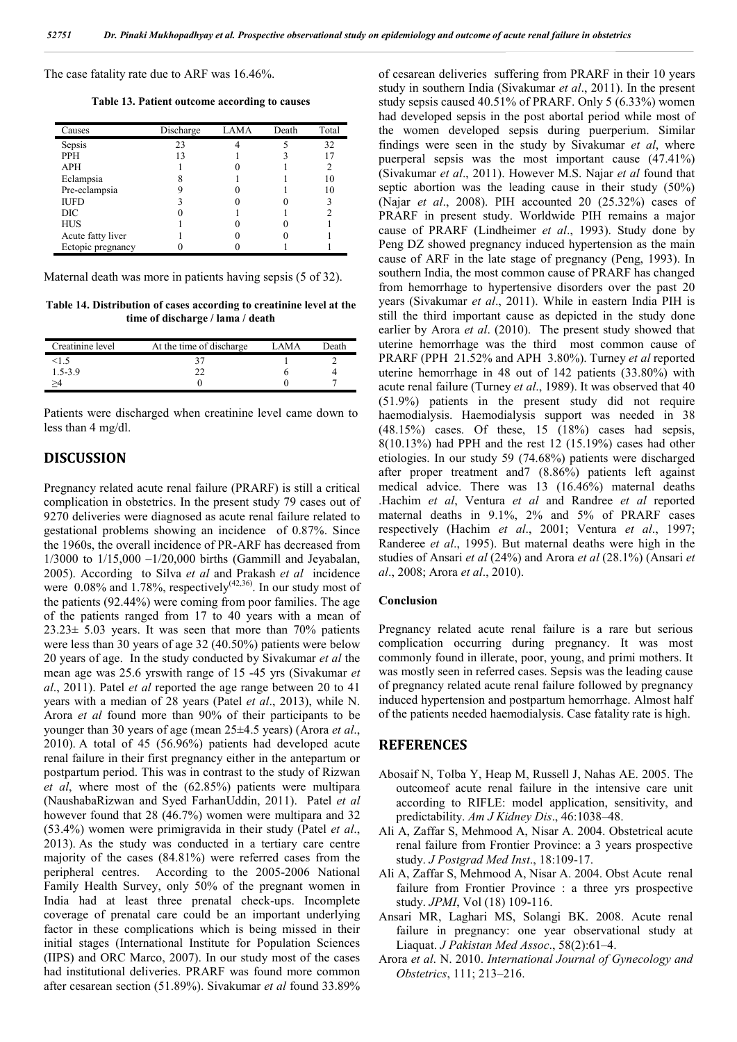The case fatality rate due to ARF was 16.46%.

**Table 13. Patient outcome according to causes**

| Causes | Discharge | LAMA | Death | Total |
|---|---|---|---|---|
| Sepsis | 23 | 4 | 5 | 32 |
| PPH | 13 | 1 | 3 | 17 |
| APH | 1 | 0 | 1 | 2 |
| Eclampsia | 8 | 1 | 1 | 10 |
| Pre-eclampsia | 9 | 0 | 1 | 10 |
| IUFD | 3 | 0 | 0 | 3 |
| DIC | 0 | 1 | 1 | 2 |
| HUS | 1 | 0 | 0 | 1 |
| Acute fatty liver | 1 | 0 | 0 | 1 |
| Ectopic pregnancy | 0 | 0 | 1 | 1 |

Maternal death was more in patients having sepsis (5 of 32).

**Table 14. Distribution of cases according to creatinine level at the time of discharge / lama / death**

| Creatinine level | At the time of discharge | LAMA | Death |
|---|---|---|---|
| <1.5 | 37 | 1 | 2 |
| 1.5-3.9 | 22 | 6 | 4 |
| ≥4 | 0 | 0 | 7 |

Patients were discharged when creatinine level came down to less than 4 mg/dl.

## DISCUSSION

Pregnancy related acute renal failure (PRARF) is still a critical complication in obstetrics. In the present study 79 cases out of 9270 deliveries were diagnosed as acute renal failure related to gestational problems showing an incidence of 0.87%. Since the 1960s, the overall incidence of PR-ARF has decreased from 1/3000 to 1/15,000 –1/20,000 births (Gammill and Jeyabalan, 2005). According to Silva *et al* and Prakash *et al* incidence were 0.08% and 1.78%, respectively[42,36]. In our study most of the patients (92.44%) were coming from poor families. The age of the patients ranged from 17 to 40 years with a mean of 23.23± 5.03 years. It was seen that more than 70% patients were less than 30 years of age 32 (40.50%) patients were below 20 years of age. In the study conducted by Sivakumar *et al* the mean age was 25.6 yrswith range of 15 -45 yrs (Sivakumar *et al*., 2011). Patel *et al* reported the age range between 20 to 41 years with a median of 28 years (Patel *et al*., 2013), while N. Arora *et al* found more than 90% of their participants to be younger than 30 years of age (mean 25±4.5 years) (Arora *et al*., 2010). A total of 45 (56.96%) patients had developed acute renal failure in their first pregnancy either in the antepartum or postpartum period. This was in contrast to the study of Rizwan *et al*, where most of the (62.85%) patients were multipara (NaushabaRizwan and Syed FarhanUddin, 2011). Patel *et al* however found that 28 (46.7%) women were multipara and 32 (53.4%) women were primigravida in their study (Patel *et al*., 2013). As the study was conducted in a tertiary care centre majority of the cases (84.81%) were referred cases from the peripheral centres. According to the 2005-2006 National Family Health Survey, only 50% of the pregnant women in India had at least three prenatal check-ups. Incomplete coverage of prenatal care could be an important underlying factor in these complications which is being missed in their initial stages (International Institute for Population Sciences (IIPS) and ORC Marco, 2007). In our study most of the cases had institutional deliveries. PRARF was found more common after cesarean section (51.89%). Sivakumar *et al* found 33.89% of cesarean deliveries suffering from PRARF in their 10 years study in southern India (Sivakumar *et al*., 2011). In the present study sepsis caused 40.51% of PRARF. Only 5 (6.33%) women had developed sepsis in the post abortal period while most of the women developed sepsis during puerperium. Similar findings were seen in the study by Sivakumar *et al*, where puerperal sepsis was the most important cause (47.41%) (Sivakumar *et al*., 2011). However M.S. Najar *et al* found that septic abortion was the leading cause in their study (50%) (Najar *et al*., 2008). PIH accounted 20 (25.32%) cases of PRARF in present study. Worldwide PIH remains a major cause of PRARF (Lindheimer *et al*., 1993). Study done by Peng DZ showed pregnancy induced hypertension as the main cause of ARF in the late stage of pregnancy (Peng, 1993). In southern India, the most common cause of PRARF has changed from hemorrhage to hypertensive disorders over the past 20 years (Sivakumar *et al*., 2011). While in eastern India PIH is still the third important cause as depicted in the study done earlier by Arora *et al*. (2010). The present study showed that uterine hemorrhage was the third most common cause of PRARF (PPH 21.52% and APH 3.80%). Turney *et al* reported uterine hemorrhage in 48 out of 142 patients (33.80%) with acute renal failure (Turney *et al*., 1989). It was observed that 40 (51.9%) patients in the present study did not require haemodialysis. Haemodialysis support was needed in 38 (48.15%) cases. Of these, 15 (18%) cases had sepsis, 8(10.13%) had PPH and the rest 12 (15.19%) cases had other etiologies. In our study 59 (74.68%) patients were discharged after proper treatment and7 (8.86%) patients left against medical advice. There was 13 (16.46%) maternal deaths .Hachim *et al*, Ventura *et al* and Randree *et al* reported maternal deaths in 9.1%, 2% and 5% of PRARF cases respectively (Hachim *et al*., 2001; Ventura *et al*., 1997; Randeree *et al*., 1995). But maternal deaths were high in the studies of Ansari *et al* (24%) and Arora *et al* (28.1%) (Ansari *et al*., 2008; Arora *et al*., 2010).

### Conclusion

Pregnancy related acute renal failure is a rare but serious complication occurring during pregnancy. It was most commonly found in illerate, poor, young, and primi mothers. It was mostly seen in referred cases. Sepsis was the leading cause of pregnancy related acute renal failure followed by pregnancy induced hypertension and postpartum hemorrhage. Almost half of the patients needed haemodialysis. Case fatality rate is high.

## REFERENCES

- Abosaif N, Tolba Y, Heap M, Russell J, Nahas AE. 2005. The outcomeof acute renal failure in the intensive care unit according to RIFLE: model application, sensitivity, and predictability. *Am J Kidney Dis*., 46:1038–48.
- Ali A, Zaffar S, Mehmood A, Nisar A. 2004. Obstetrical acute renal failure from Frontier Province: a 3 years prospective study. *J Postgrad Med Inst*., 18:109-17.
- Ali A, Zaffar S, Mehmood A, Nisar A. 2004. Obst Acute renal failure from Frontier Province : a three yrs prospective study. *JPMI*, Vol (18) 109-116.
- Ansari MR, Laghari MS, Solangi BK. 2008. Acute renal failure in pregnancy: one year observational study at Liaquat. *J Pakistan Med Assoc*., 58(2):61–4.
- Arora *et al*. N. 2010. *International Journal of Gynecology and Obstetrics*, 111; 213–216.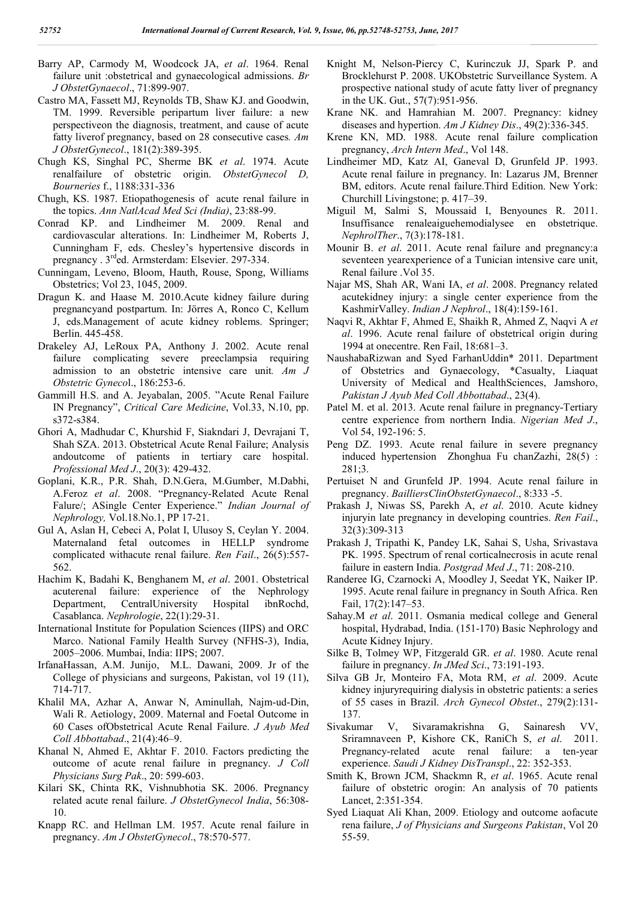Barry AP, Carmody M, Woodcock JA, *et al*. 1964. Renal failure unit :obstetrical and gynaecological admissions. *Br J ObstetGynaecol*., 71:899-907.

Castro MA, Fassett MJ, Reynolds TB, Shaw KJ. and Goodwin, TM. 1999. Reversible peripartum liver failure: a new perspectiveon the diagnosis, treatment, and cause of acute fatty liverof pregnancy, based on 28 consecutive cases*. Am J ObstetGynecol*., 181(2):389-395.

Chugh KS, Singhal PC, Sherme BK *et al*. 1974. Acute renalfailure of obstetric origin. *ObstetGynecol D, Bourneries* f., 1188:331-336

Chugh, KS. 1987. Etiopathogenesis of acute renal failure in the topics. *Ann NatlAcad Med Sci (India)*, 23:88-99.

Conrad KP. and Lindheimer M. 2009. Renal and cardiovascular alterations. In: Lindheimer M, Roberts J, Cunningham F, eds. Chesley's hypertensive discords in pregnancy . 3rded. Armsterdam: Elsevier. 297-334.

Cunningam, Leveno, Bloom, Hauth, Rouse, Spong, Williams Obstetrics; Vol 23, 1045, 2009.

Dragun K. and Haase M. 2010.Acute kidney failure during pregnancyand postpartum. In: Jörres A, Ronco C, Kellum J, eds.Management of acute kidney roblems. Springer; Berlin. 445-458.

Drakeley AJ, LeRoux PA, Anthony J. 2002. Acute renal failure complicating severe preeclampsia requiring admission to an obstetric intensive care unit*. Am J Obstetric Gyneco*l., 186:253-6.

Gammill H.S. and A. Jeyabalan, 2005. "Acute Renal Failure IN Pregnancy", *Critical Care Medicine*, Vol.33, N.10, pp. s372-s384.

Ghori A, Madhudar C, Khurshid F, Siakndari J, Devrajani T, Shah SZA. 2013. Obstetrical Acute Renal Failure; Analysis andoutcome of patients in tertiary care hospital. *Professional Med J*., 20(3): 429-432.

Goplani, K.R., P.R. Shah, D.N.Gera, M.Gumber, M.Dabhi, A.Feroz *et al*. 2008. "Pregnancy-Related Acute Renal Falure/; ASingle Center Experience." *Indian Journal of Nephrology,* Vol.18.No.1, PP 17-21.

Gul A, Aslan H, Cebeci A, Polat I, Ulusoy S, Ceylan Y. 2004. Maternaland fetal outcomes in HELLP syndrome complicated withacute renal failure. *Ren Fail*., 26(5):557-562.

Hachim K, Badahi K, Benghanem M, *et al*. 2001. Obstetrical acuterenal failure: experience of the Nephrology Department, CentralUniversity Hospital ibnRochd, Casablanca. *Nephrologie*, 22(1):29-31.

International Institute for Population Sciences (IIPS) and ORC Marco. National Family Health Survey (NFHS-3), India, 2005–2006. Mumbai, India: IIPS; 2007.

IrfanaHassan, A.M. Junijo, M.L. Dawani, 2009. Jr of the College of physicians and surgeons, Pakistan, vol 19 (11), 714-717.

Khalil MA, Azhar A, Anwar N, Aminullah, Najm-ud-Din, Wali R. Aetiology, 2009. Maternal and Foetal Outcome in 60 Cases ofObstetrical Acute Renal Failure. *J Ayub Med Coll Abbottabad*., 21(4):46–9.

Khanal N, Ahmed E, Akhtar F. 2010. Factors predicting the outcome of acute renal failure in pregnancy. *J Coll Physicians Surg Pak*., 20: 599-603.

Kilari SK, Chinta RK, Vishnubhotia SK. 2006. Pregnancy related acute renal failure. *J ObstetGynecol India*, 56:308-10.

Knapp RC. and Hellman LM. 1957. Acute renal failure in pregnancy. *Am J ObstetGynecol*., 78:570-577.

Knight M, Nelson-Piercy C, Kurinczuk JJ, Spark P. and Brocklehurst P. 2008. UKObstetric Surveillance System. A prospective national study of acute fatty liver of pregnancy in the UK. Gut., 57(7):951-956.

Krane NK. and Hamrahian M. 2007. Pregnancy: kidney diseases and hypertension. *Am J Kidney Dis*., 49(2):336-345.

Krene KN, MD. 1988. Acute renal failure complication pregnancy, *Arch Intern Med*., Vol 148.

Lindheimer MD, Katz AI, Ganeval D, Grunfeld JP. 1993. Acute renal failure in pregnancy. In: Lazarus JM, Brenner BM, editors. Acute renal failure.Third Edition. New York: Churchill Livingstone; p. 417–39.

Miguil M, Salmi S, Moussaid I, Benyounes R. 2011. Insuffisance renaleaiguehemodialysee en obstetrique. *NephrolTher*., 7(3):178-181.

Mounir B. *et al*. 2011. Acute renal failure and pregnancy:a seventeen yearexperience of a Tunician intensive care unit, Renal failure .Vol 35.

Najar MS, Shah AR, Wani IA, *et al*. 2008. Pregnancy related acutekidney injury: a single center experience from the KashmirValley. *Indian J Nephrol*., 18(4):159-161.

Naqvi R, Akhtar F, Ahmed E, Shaikh R, Ahmed Z, Naqvi A *et al*. 1996. Acute renal failure of obstetrical origin during 1994 at onecentre. Ren Fail, 18:681–3.

NaushabaRizwan and Syed FarhanUddin* 2011. Department of Obstetrics and Gynaecology, *Casualty, Liaquat University of Medical and HealthSciences, Jamshoro, *Pakistan J Ayub Med Coll Abbottabad*., 23(4).

Patel M. et al. 2013. Acute renal failure in pregnancy-Tertiary centre experience from northern India. *Nigerian Med J*., Vol 54, 192-196: 5.

Peng DZ. 1993. Acute renal failure in severe pregnancy induced hypertension Zhonghua Fu chanZazhi, 28(5) : 281;3.

Pertuiset N and Grunfeld JP. 1994. Acute renal failure in pregnancy. *BailliersClinObstetGynaecol*., 8:333 -5.

Prakash J, Niwas SS, Parekh A, *et al*. 2010. Acute kidney injuryin late pregnancy in developing countries. *Ren Fail*., 32(3):309-313

Prakash J, Tripathi K, Pandey LK, Sahai S, Usha, Srivastava PK. 1995. Spectrum of renal corticalnecrosis in acute renal failure in eastern India. *Postgrad Med J*., 71: 208-210.

Randeree IG, Czarnocki A, Moodley J, Seedat YK, Naiker IP. 1995. Acute renal failure in pregnancy in South Africa. Ren Fail, 17(2):147–53.

Sahay.M *et al*. 2011. Osmania medical college and General hospital, Hydrabad, India. (151-170) Basic Nephrology and Acute Kidney Injury.

Silke B, Tolmey WP, Fitzgerald GR. *et al*. 1980. Acute renal failure in pregnancy. *In JMed Sci*., 73:191-193.

Silva GB Jr, Monteiro FA, Mota RM, *et al*. 2009. Acute kidney injuryrequiring dialysis in obstetric patients: a series of 55 cases in Brazil. *Arch Gynecol Obstet*., 279(2):131-137.

Sivakumar V, Sivaramakrishna G, Sainaresh VV, Sriramnaveen P, Kishore CK, RaniCh S, *et al*. 2011. Pregnancy-related acute renal failure: a ten-year experience. *Saudi J Kidney DisTranspl*., 22: 352-353.

Smith K, Brown JCM, Shackmn R, *et al*. 1965. Acute renal failure of obstetric orogin: An analysis of 70 patients Lancet, 2:351-354.

Syed Liaquat Ali Khan, 2009. Etiology and outcome aofacute rena failure, *J of Physicians and Surgeons Pakistan*, Vol 20 55-59.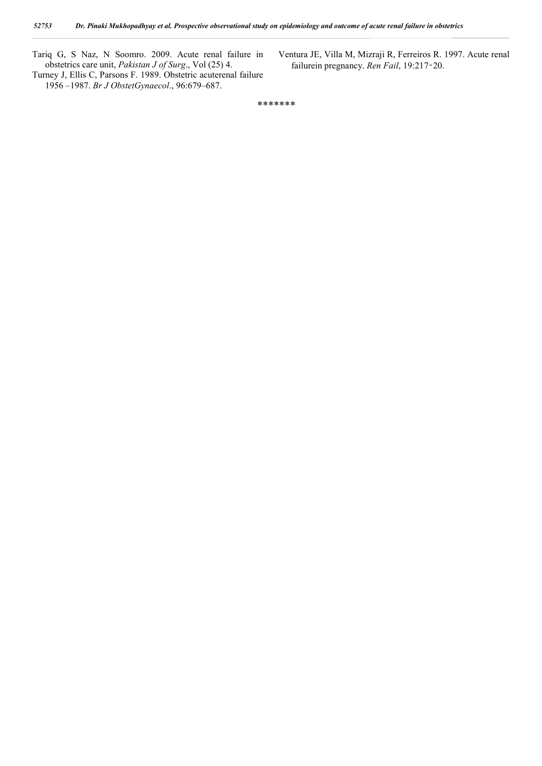Tariq G, S Naz, N Soomro. 2009. Acute renal failure in obstetrics care unit, *Pakistan J of Surg*., Vol (25) 4.

Turney J, Ellis C, Parsons F. 1989. Obstetric acuterenal failure 1956 –1987. *Br J ObstetGynaecol*., 96:679–687.

Ventura JE, Villa M, Mizraji R, Ferreiros R. 1997. Acute renal failurein pregnancy. *Ren Fail*, 19:217‑20.

*******